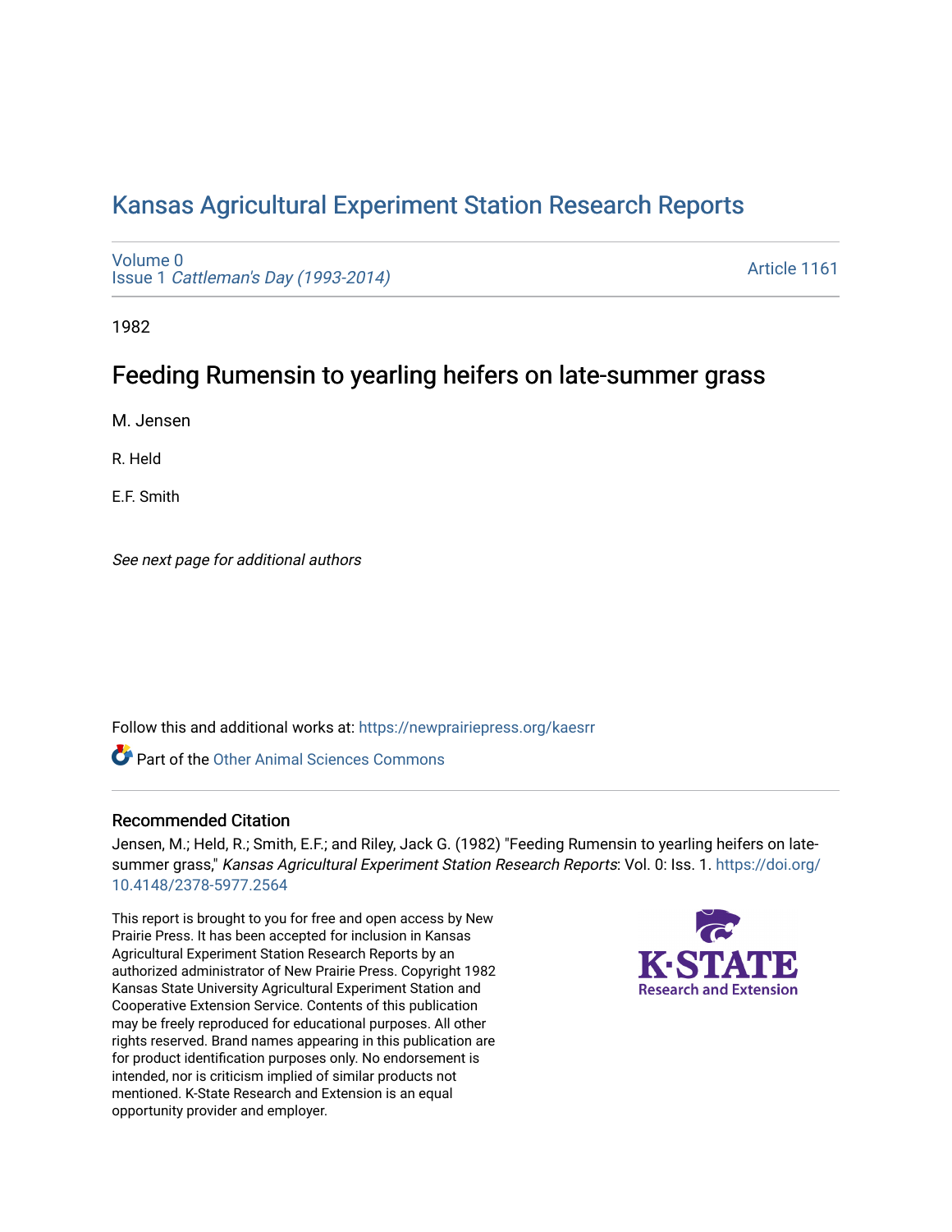# Kansas Agricultural Experiment Station Research Reports

Volume 0
Issue 1 *Cattleman's Day (1993-2014)*

Article 1161

1982

## Feeding Rumensin to yearling heifers on late-summer grass

M. Jensen

R. Held

E.F. Smith

*See next page for additional authors*

Follow this and additional works at: https://newprairiepress.org/kaesrr

Part of the Other Animal Sciences Commons

### Recommended Citation

Jensen, M.; Held, R.; Smith, E.F.; and Riley, Jack G. (1982) "Feeding Rumensin to yearling heifers on late-summer grass," *Kansas Agricultural Experiment Station Research Reports*: Vol. 0: Iss. 1. https://doi.org/10.4148/2378-5977.2564

This report is brought to you for free and open access by New Prairie Press. It has been accepted for inclusion in Kansas Agricultural Experiment Station Research Reports by an authorized administrator of New Prairie Press. Copyright 1982 Kansas State University Agricultural Experiment Station and Cooperative Extension Service. Contents of this publication may be freely reproduced for educational purposes. All other rights reserved. Brand names appearing in this publication are for product identification purposes only. No endorsement is intended, nor is criticism implied of similar products not mentioned. K-State Research and Extension is an equal opportunity provider and employer.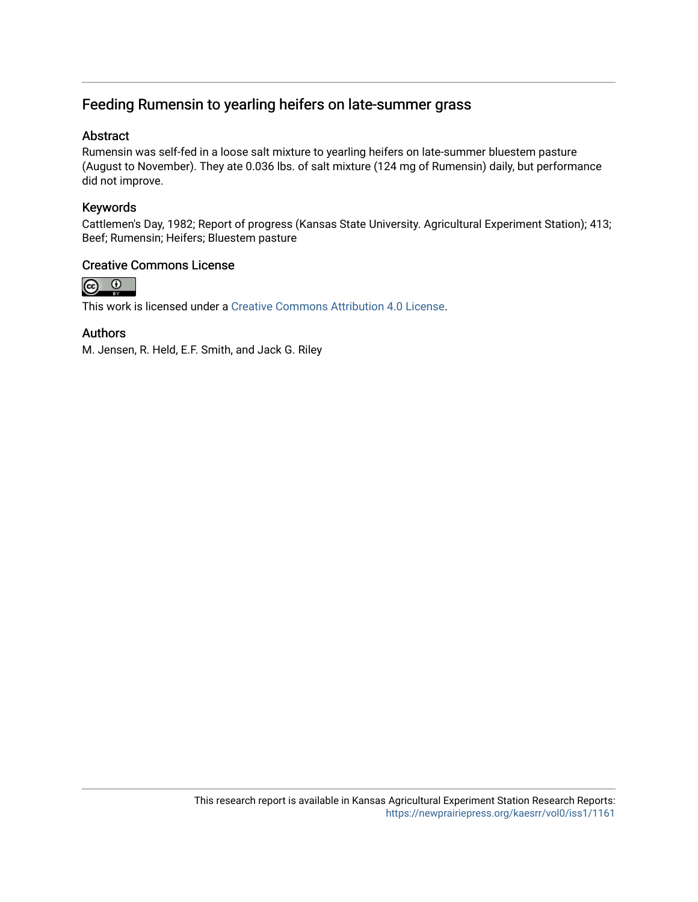# Feeding Rumensin to yearling heifers on late-summer grass

## Abstract

Rumensin was self-fed in a loose salt mixture to yearling heifers on late-summer bluestem pasture (August to November). They ate 0.036 lbs. of salt mixture (124 mg of Rumensin) daily, but performance did not improve.

## Keywords

Cattlemen's Day, 1982; Report of progress (Kansas State University. Agricultural Experiment Station); 413; Beef; Rumensin; Heifers; Bluestem pasture

## Creative Commons License

This work is licensed under a Creative Commons Attribution 4.0 License.

## Authors

M. Jensen, R. Held, E.F. Smith, and Jack G. Riley

This research report is available in Kansas Agricultural Experiment Station Research Reports: https://newprairiepress.org/kaesrr/vol0/iss1/1161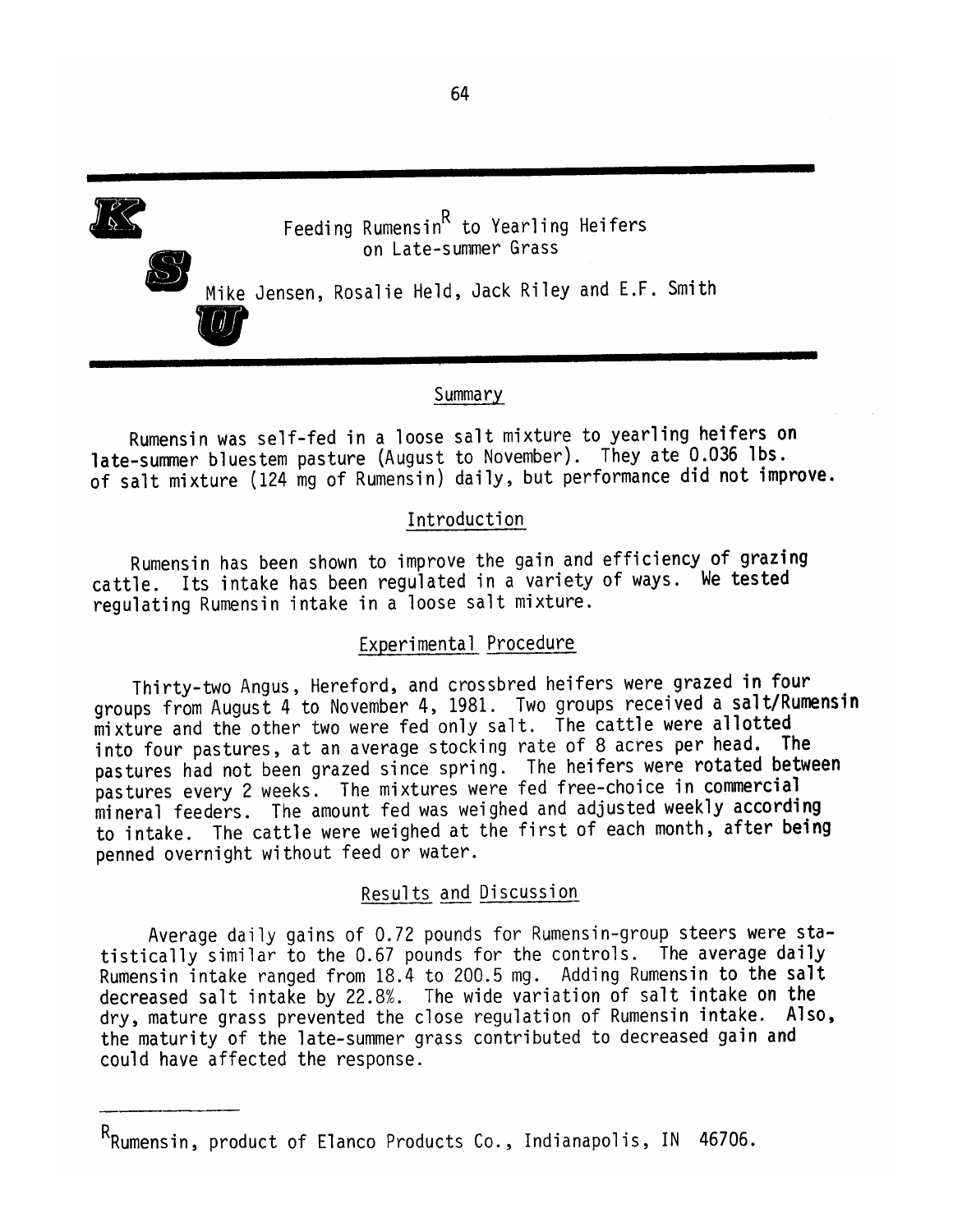# Feeding Rumensin[R] to Yearling Heifers on Late-summer Grass

Mike Jensen, Rosalie Held, Jack Riley and E.F. Smith

## Summary

Rumensin was self-fed in a loose salt mixture to yearling heifers on late-summer bluestem pasture (August to November). They ate 0.036 lbs. of salt mixture (124 mg of Rumensin) daily, but performance did not improve.

## Introduction

Rumensin has been shown to improve the gain and efficiency of grazing cattle. Its intake has been regulated in a variety of ways. We tested regulating Rumensin intake in a loose salt mixture.

## Experimental Procedure

Thirty-two Angus, Hereford, and crossbred heifers were grazed in four groups from August 4 to November 4, 1981. Two groups received a salt/Rumensin mixture and the other two were fed only salt. The cattle were allotted into four pastures, at an average stocking rate of 8 acres per head. The pastures had not been grazed since spring. The heifers were rotated between pastures every 2 weeks. The mixtures were fed free-choice in commercial mineral feeders. The amount fed was weighed and adjusted weekly according to intake. The cattle were weighed at the first of each month, after being penned overnight without feed or water.

## Results and Discussion

Average daily gains of 0.72 pounds for Rumensin-group steers were statistically similar to the 0.67 pounds for the controls. The average daily Rumensin intake ranged from 18.4 to 200.5 mg. Adding Rumensin to the salt decreased salt intake by 22.8%. The wide variation of salt intake on the dry, mature grass prevented the close regulation of Rumensin intake. Also, the maturity of the late-summer grass contributed to decreased gain and could have affected the response.

---

[R]Rumensin, product of Elanco Products Co., Indianapolis, IN 46706.